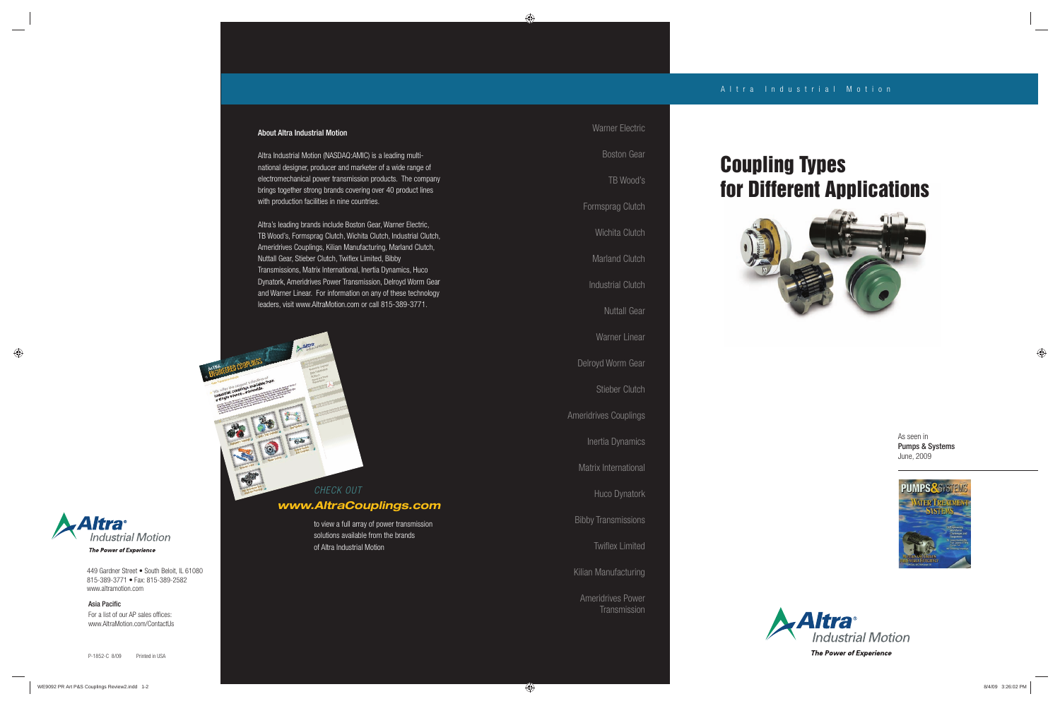Altra Industrial Motion
The Power of Experience

449 Gardner Street • South Beloit, IL 61080
815-389-3771 • Fax: 815-389-2582
www.altramotion.com

**Asia Pacific**
For a list of our AP sales offices:
www.AltraMotion.com/ContactUs

P-1852-C 8/09 Printed in USA

## About Altra Industrial Motion

Altra Industrial Motion (NASDAQ:AMIC) is a leading multi-national designer, producer and marketer of a wide range of electromechanical power transmission products. The company brings together strong brands covering over 40 product lines with production facilities in nine countries.

Altra's leading brands include Boston Gear, Warner Electric, TB Wood's, Formsprag Clutch, Wichita Clutch, Industrial Clutch, Ameridrives Couplings, Kilian Manufacturing, Marland Clutch, Nuttall Gear, Stieber Clutch, Twiflex Limited, Bibby Transmissions, Matrix International, Inertia Dynamics, Huco Dynatork, Ameridrives Power Transmission, Delroyd Worm Gear and Warner Linear. For information on any of these technology leaders, visit www.AltraMotion.com or call 815-389-3771.

*CHECK OUT*
***www.AltraCouplings.com***
to view a full array of power transmission solutions available from the brands of Altra Industrial Motion

- Warner Electric
- Boston Gear
- TB Wood's
- Formsprag Clutch
- Wichita Clutch
- Marland Clutch
- Industrial Clutch
- Nuttall Gear
- Warner Linear
- Delroyd Worm Gear
- Stieber Clutch
- Ameridrives Couplings
- Inertia Dynamics
- Matrix International
- Huco Dynatork
- Bibby Transmissions
- Twiflex Limited
- Kilian Manufacturing
- Ameridrives Power Transmission

Altra Industrial Motion

# Coupling Types for Different Applications

As seen in
**Pumps & Systems**
June, 2009

Altra Industrial Motion
The Power of Experience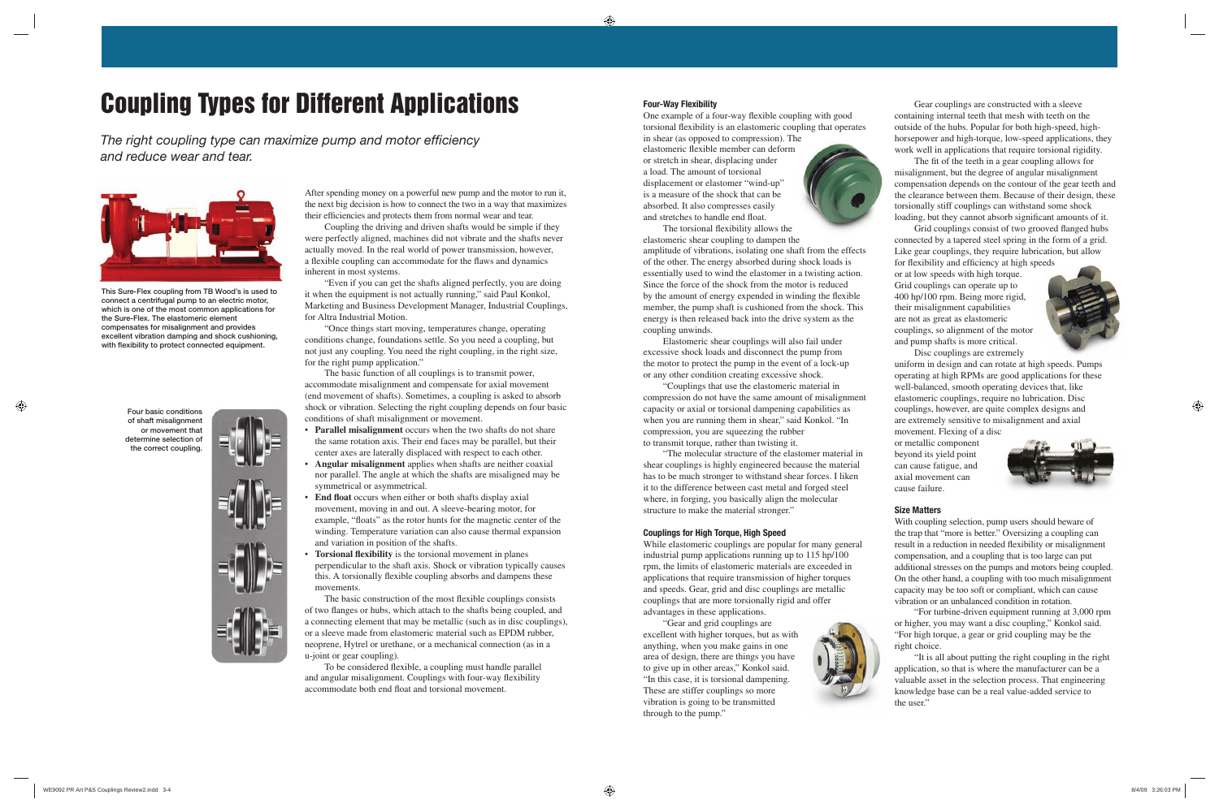# Coupling Types for Different Applications

*The right coupling type can maximize pump and motor efficiency and reduce wear and tear.*

This Sure-Flex coupling from TB Wood's is used to connect a centrifugal pump to an electric motor, which is one of the most common applications for the Sure-Flex. The elastomeric element compensates for misalignment and provides excellent vibration damping and shock cushioning, with flexibility to protect connected equipment.

Four basic conditions of shaft misalignment or movement that determine selection of the correct coupling.

After spending money on a powerful new pump and the motor to run it, the next big decision is how to connect the two in a way that maximizes their efficiencies and protects them from normal wear and tear.

Coupling the driving and driven shafts would be simple if they were perfectly aligned, machines did not vibrate and the shafts never actually moved. In the real world of power transmission, however, a flexible coupling can accommodate for the flaws and dynamics inherent in most systems.

"Even if you can get the shafts aligned perfectly, you are doing it when the equipment is not actually running," said Paul Konkol, Marketing and Business Development Manager, Industrial Couplings, for Altra Industrial Motion.

"Once things start moving, temperatures change, operating conditions change, foundations settle. So you need a coupling, but not just any coupling. You need the right coupling, in the right size, for the right pump application."

The basic function of all couplings is to transmit power, accommodate misalignment and compensate for axial movement (end movement of shafts). Sometimes, a coupling is asked to absorb shock or vibration. Selecting the right coupling depends on four basic conditions of shaft misalignment or movement.

- **Parallel misalignment** occurs when the two shafts do not share the same rotation axis. Their end faces may be parallel, but their center axes are laterally displaced with respect to each other.
- **Angular misalignment** applies when shafts are neither coaxial nor parallel. The angle at which the shafts are misaligned may be symmetrical or asymmetrical.
- **End float** occurs when either or both shafts display axial movement, moving in and out. A sleeve-bearing motor, for example, "floats" as the rotor hunts for the magnetic center of the winding. Temperature variation can also cause thermal expansion and variation in position of the shafts.
- **Torsional flexibility** is the torsional movement in planes perpendicular to the shaft axis. Shock or vibration typically causes this. A torsionally flexible coupling absorbs and dampens these movements.

The basic construction of the most flexible couplings consists of two flanges or hubs, which attach to the shafts being coupled, and a connecting element that may be metallic (such as in disc couplings), or a sleeve made from elastomeric material such as EPDM rubber, neoprene, Hytrel or urethane, or a mechanical connection (as in a u-joint or gear coupling).

To be considered flexible, a coupling must handle parallel and angular misalignment. Couplings with four-way flexibility accommodate both end float and torsional movement.

#### Four-Way Flexibility

One example of a four-way flexible coupling with good torsional flexibility is an elastomeric coupling that operates in shear (as opposed to compression). The elastomeric flexible member can deform or stretch in shear, displacing under a load. The amount of torsional displacement or elastomer "wind-up" is a measure of the shock that can be absorbed. It also compresses easily and stretches to handle end float.

The torsional flexibility allows the elastomeric shear coupling to dampen the amplitude of vibrations, isolating one shaft from the effects of the other. The energy absorbed during shock loads is essentially used to wind the elastomer in a twisting action. Since the force of the shock from the motor is reduced by the amount of energy expended in winding the flexible member, the pump shaft is cushioned from the shock. This energy is then released back into the drive system as the coupling unwinds.

Elastomeric shear couplings will also fail under excessive shock loads and disconnect the pump from the motor to protect the pump in the event of a lock-up or any other condition creating excessive shock.

"Couplings that use the elastomeric material in compression do not have the same amount of misalignment capacity or axial or torsional dampening capabilities as when you are running them in shear," said Konkol. "In compression, you are squeezing the rubber to transmit torque, rather than twisting it.

"The molecular structure of the elastomer material in shear couplings is highly engineered because the material has to be much stronger to withstand shear forces. I liken it to the difference between cast metal and forged steel where, in forging, you basically align the molecular structure to make the material stronger."

#### Couplings for High Torque, High Speed

While elastomeric couplings are popular for many general industrial pump applications running up to 115 hp/100 rpm, the limits of elastomeric materials are exceeded in applications that require transmission of higher torques and speeds. Gear, grid and disc couplings are metallic couplings that are more torsionally rigid and offer advantages in these applications.

"Gear and grid couplings are excellent with higher torques, but as with anything, when you make gains in one area of design, there are things you have to give up in other areas," Konkol said. "In this case, it is torsional dampening. These are stiffer couplings so more vibration is going to be transmitted through to the pump."

Gear couplings are constructed with a sleeve containing internal teeth that mesh with teeth on the outside of the hubs. Popular for both high-speed, high-horsepower and high-torque, low-speed applications, they work well in applications that require torsional rigidity.

The fit of the teeth in a gear coupling allows for misalignment, but the degree of angular misalignment compensation depends on the contour of the gear teeth and the clearance between them. Because of their design, these torsionally stiff couplings can withstand some shock loading, but they cannot absorb significant amounts of it.

Grid couplings consist of two grooved flanged hubs connected by a tapered steel spring in the form of a grid. Like gear couplings, they require lubrication, but allow for flexibility and efficiency at high speeds or at low speeds with high torque. Grid couplings can operate up to 400 hp/100 rpm. Being more rigid, their misalignment capabilities are not as great as elastomeric couplings, so alignment of the motor and pump shafts is more critical.

Disc couplings are extremely uniform in design and can rotate at high speeds. Pumps operating at high RPMs are good applications for these well-balanced, smooth operating devices that, like elastomeric couplings, require no lubrication. Disc couplings, however, are quite complex designs and are extremely sensitive to misalignment and axial movement. Flexing of a disc or metallic component beyond its yield point can cause fatigue, and axial movement can cause failure.

#### Size Matters

With coupling selection, pump users should beware of the trap that "more is better." Oversizing a coupling can result in a reduction in needed flexibility or misalignment compensation, and a coupling that is too large can put additional stresses on the pumps and motors being coupled. On the other hand, a coupling with too much misalignment capacity may be too soft or compliant, which can cause vibration or an unbalanced condition in rotation.

"For turbine-driven equipment running at 3,000 rpm or higher, you may want a disc coupling," Konkol said. "For high torque, a gear or grid coupling may be the right choice.

"It is all about putting the right coupling in the right application, so that is where the manufacturer can be a valuable asset in the selection process. That engineering knowledge base can be a real value-added service to the user."